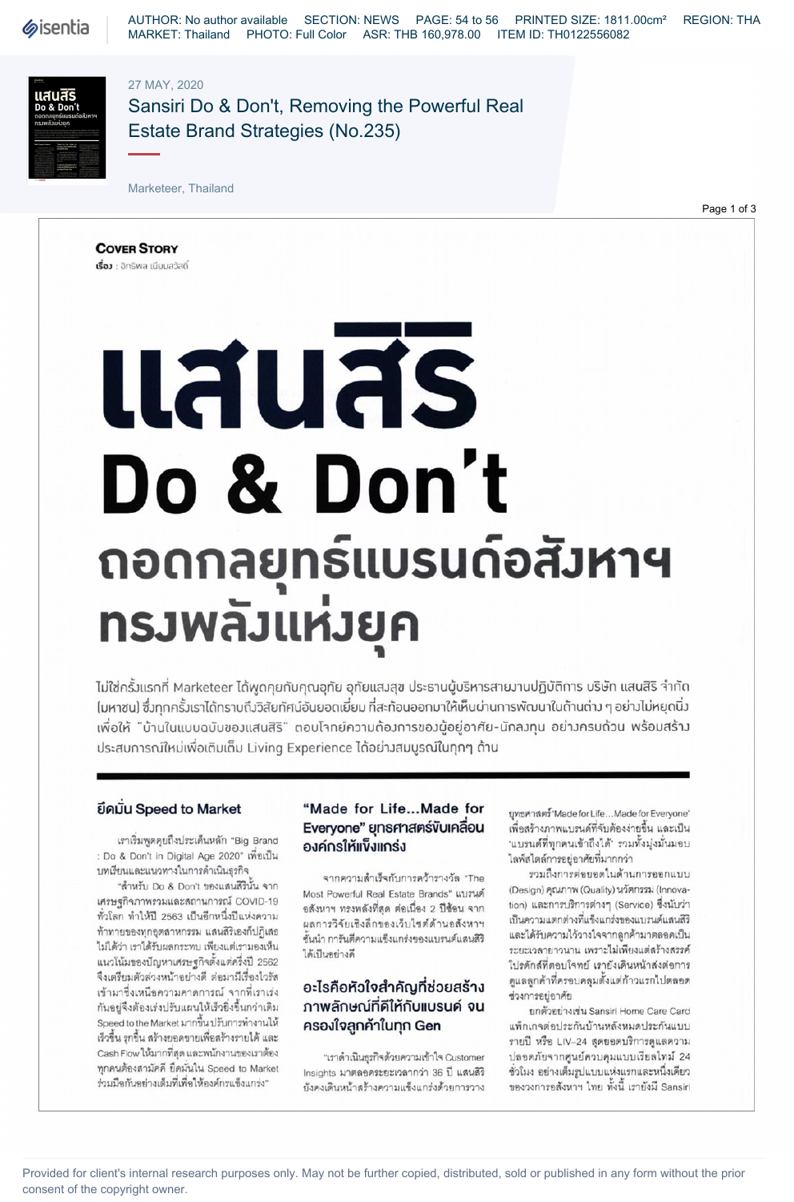27 MAY, 2020

# Sansiri Do & Don't, Removing the Powerful Real Estate Brand Strategies (No.235)

Marketeer, Thailand

**COVER STORY**

**เรื่อง** : อักริพล เนียมสวัสดิ์

# แสนสิริ Do & Don't ถอดกลยุทธ์แบรนด์อสังหาฯ ทรงพลังแห่งยุค

ไม่ใช่ครั้งแรกที่ Marketeer ได้พูดคุยกับคุณอุทัย อุทัยแสงสุข ประธานผู้บริหารสายงานปฏิบัติการ บริษัท แสนสิริ จำกัด (มหาชน) ซึ่งทุกครั้งเราได้ทราบถึงวิสัยทัศน์อันยอดเยี่ยม ที่สะท้อนออกมาให้เห็นผ่านการพัฒนาในด้านต่าง ๆ อย่างไม่หยุดนิ่ง เพื่อให้ "บ้านในแบบฉบับของแสนสิริ" ตอบโจทย์ความต้องการของผู้อยู่อาศัย-นักลงทุน อย่างครบถ้วน พร้อมสร้างประสบการณ์ใหม่เพื่อเติมเต็ม Living Experience ได้อย่างสมบูรณ์ในทุกๆ ด้าน

## ยึดมั่น Speed to Market

เราเริ่มพูดคุยถึงประเด็นหลัก "Big Brand : Do & Don't in Digital Age 2020" เพื่อเป็นบทเรียนและแนวทางในการดำเนินธุรกิจ

"สำหรับ Do & Don't ของแสนสิรินั้น จากเศรษฐกิจภาพรวมและสถานการณ์ COVID-19 ทั่วโลก ทำให้ปี 2563 เป็นอีกหนึ่งปีแห่งความท้าทายของทุกอุตสาหกรรม แสนสิริเองก็ปฏิเสธไม่ได้ว่า เราได้รับผลกระทบ เพียงแต่เรามองเห็นแนวโน้มของปัญหาเศรษฐกิจตั้งแต่ครึ่งปี 2562 จึงเตรียมตัวล่วงหน้าอย่างดี ต่อมามีเรื่องไวรัสเข้ามาซึ่งเหนือความคาดการณ์ จากที่เราเร่งกันอยู่แล้วจึงต้องเร่งปรับแผนให้เร็วยิ่งขึ้นกว่าเดิม Speed to the Market มากขึ้น ปรับการทำงานให้เร็วขึ้น ฉุกขึ้น สร้างยอดขายเพื่อสร้างรายได้ และ Cash Flow ให้มากที่สุด และพนักงานของเราต้องทุกคนต้องสามัคคี ยึดมั่นใน Speed to Market ร่วมมือกันอย่างเต็มที่เพื่อให้องค์กรแข็งแกร่ง"

## "Made for Life...Made for Everyone" ยุทธศาสตร์ขับเคลื่อนองค์กรให้แข็งแกร่ง

จากความสำเร็จกับการคว้ารางวัล "The Most Powerful Real Estate Brands" แบรนด์อสังหาฯ ทรงพลังที่สุด ต่อเนื่อง 2 ปีซ้อน จากผลการวิจัยเชิงลึกของเว็บไซต์ด้านอสังหาฯ ชั้นนำ การันตีความแข็งแกร่งของแบรนด์แสนสิริได้เป็นอย่างดี

## อะไรคือหัวใจสำคัญที่ช่วยสร้างภาพลักษณ์ที่ดีให้กับแบรนด์ จนครองใจลูกค้าในทุก Gen

"เราดำเนินธุรกิจด้วยความเข้าใจ Customer Insights มาตลอดระยะเวลากว่า 36 ปี แสนสิริยังคงเดินหน้าสร้างความแข็งแกร่งด้วยการวางยุทธศาสตร์ 'Made for Life...Made for Everyone' เพื่อสร้างภาพแบรนด์ที่จับต้องง่ายขึ้น และเป็น 'แบรนด์ที่ทุกคนเข้าถึงได้' รวมทั้งมุ่งมั่นมอบไลฟ์สไตล์การอยู่อาศัยที่มากกว่า

รวมถึงการต่อยอดในด้านการออกแบบ (Design) คุณภาพ (Quality) นวัตกรรม (Innovation) และการบริการต่างๆ (Service) ซึ่งนับว่าเป็นความแตกต่างที่แข็งแกร่งของแบรนด์แสนสิริ และได้รับความไว้วางใจจากลูกค้ามาตลอดเป็นระยะเวลายาวนาน เพราะไม่เพียงแต่สร้างสรรค์โปรดักส์ที่ตอบโจทย์ เรายังเดินหน้าส่งต่อการดูแลลูกค้าที่ครอบคลุมตั้งแต่ก้าวแรกไปตลอดช่วงการอยู่อาศัย

ยกตัวอย่างเช่น Sansiri Home Care Card แพ็กเกจต่อประกันบ้านหลังหมดประกันแบบรายปี หรือ LIV-24 สุดยอดบริการดูแลความปลอดภัยจากศูนย์ควบคุมแบบเรียลไทม์ 24 ชั่วโมง อย่างเต็มรูปแบบแห่งแรกและหนึ่งเดียวของวงการอสังหาฯ ไทย ทั้งนี้ เรายังมี Sansiri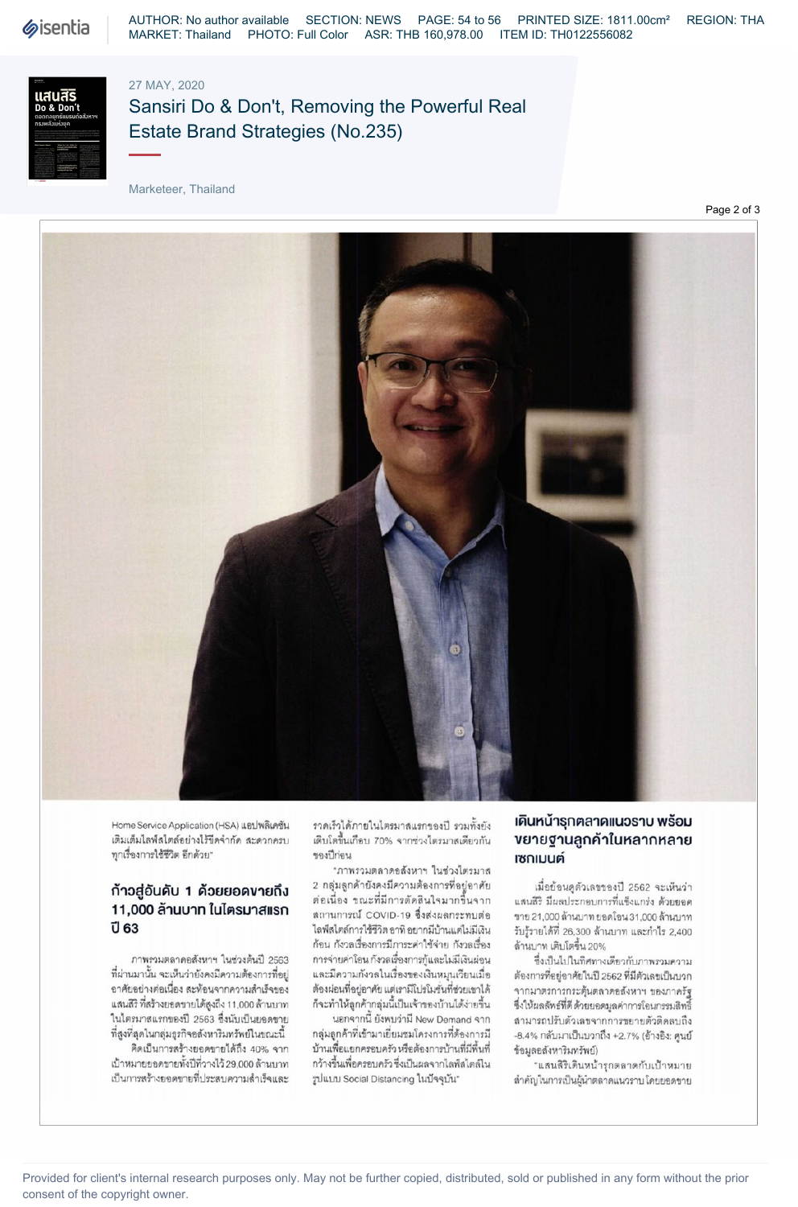Home Service Application (HSA) แอปพลิเคชันเติมเต็มไลฟ์สไตล์อย่างไร้ขีดจำกัด สะดวกครบทุกเรื่องการใช้ชีวิต อีกด้วย"

### ก้าวสู่อันดับ 1 ด้วยยอดขายถึง 11,000 ล้านบาท ในไตรมาสแรกปี 63

ภาพรวมตลาดอสังหาฯ ในช่วงต้นปี 2563 ที่ผ่านมานั้น จะเห็นว่ายังคงมีความต้องการที่อยู่อาศัยอย่างต่อเนื่อง สะท้อนจากความสำเร็จของแสนสิริ ที่สร้างยอดขายได้สูงถึง 11,000 ล้านบาท ในไตรมาสแรกของปี 2563 ซึ่งนับเป็นยอดขายที่สูงที่สุดในกลุ่มธุรกิจอสังหาริมทรัพย์ในขณะนี้

คิดเป็นการสร้างยอดขายได้ถึง 40% จากเป้าหมายยอดขายทั้งปีที่วางไว้ 29,000 ล้านบาท เป็นการสร้างยอดขายที่ประสบความสำเร็จและรวดเร็วได้ภายในไตรมาสแรกของปี รวมทั้งยังเติบโตขึ้นเกือบ 70% จากช่วงไตรมาสเดียวกันของปีก่อน

"ภาพรวมตลาดอสังหาฯ ในช่วงไตรมาส 2 กลุ่มลูกค้ายังคงมีความต้องการที่อยู่อาศัยต่อเนื่อง ขณะที่มีการตัดสินใจมากขึ้นจากสถานการณ์ COVID-19 ซึ่งส่งผลกระทบต่อไลฟ์สไตล์การใช้ชีวิต อาทิ อยากมีบ้านแต่ไม่มีเงินก้อน กังวลเรื่องการมีภาระค่าใช้จ่าย กังวลเรื่องการจ่ายค่าโอน กังวลเรื่องการกู้และไม่มีเงินผ่อน และมีความกังวลในเรื่องของเงินหมุนเวียนเมื่อต้องผ่อนที่อยู่อาศัย แต่เรามีโปรโมชั่นที่ช่วยเขาได้ ก็จะทำให้ลูกค้ากลุ่มนี้เป็นเจ้าของบ้านได้ง่ายขึ้น

นอกจากนี้ ยังพบว่ามี New Demand จากกลุ่มลูกค้าที่เข้ามาเยี่ยมชมโครงการที่ต้องการมีบ้านเพื่อแยกครอบครัว หรือต้องการบ้านที่มีพื้นที่กว้างขึ้นเพื่อครอบครัว ซึ่งเป็นผลจากไลฟ์สไตล์ในรูปแบบ Social Distancing ในปัจจุบัน"

### เดินหน้ารุกตลาดแนวราบ พร้อมขยายฐานลูกค้าในหลากหลายเซกเมนต์

เมื่อย้อนดูตัวเลขของปี 2562 จะเห็นว่าแสนสิริ มีผลประกอบการที่แข็งแกร่ง ด้วยยอดขาย 21,000 ล้านบาท ยอดโอน 31,000 ล้านบาท รับรู้รายได้ที่ 26,300 ล้านบาท และกำไร 2,400 ล้านบาท เติบโตขึ้น 20%

ซึ่งเป็นไปในทิศทางเดียวกับภาพรวมความต้องการที่อยู่อาศัยในปี 2562 ที่มีตัวเลขเป็นบวกจากมาตรการกระตุ้นตลาดอสังหาฯ ของภาครัฐ ซึ่งให้ผลลัพธ์ที่ดี ด้วยยอดมูลค่าการโอนกรรมสิทธิ์สามารถปรับตัวเลขจากการขยายตัวติดลบถึง -8.4% กลับมาเป็นบวกถึง +2.7% (อ้างอิง: ศูนย์ข้อมูลอสังหาริมทรัพย์)

"แสนสิริเดินหน้ารุกตลาดกับเป้าหมายสำคัญในการเป็นผู้นำตลาดแนวราบโดยยอดขาย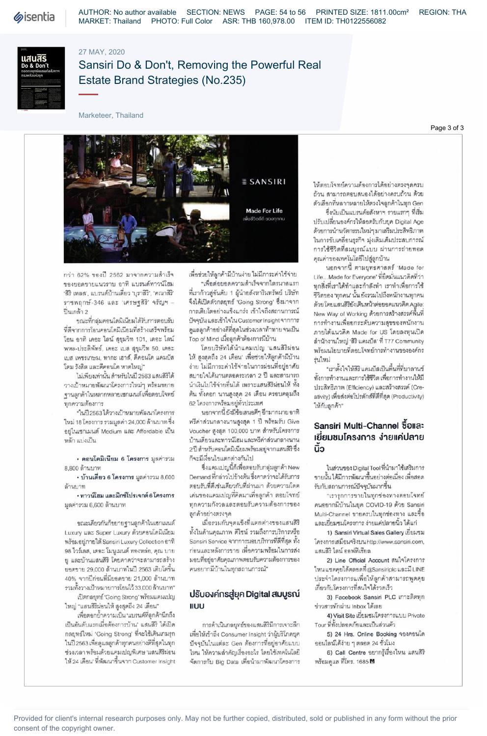# Sansiri Do & Don't, Removing the Powerful Real Estate Brand Strategies (No.235)

27 MAY, 2020

Marketeer, Thailand

≡ SANSIRI

Made For Life

เพื่อชีวิตดีดี ของทุกคน

กว่า 62% ของปี 2562 มาจากความสำเร็จของยอดขายแนวราบ อาทิ แบรนด์ทาวน์โฮม 'สิริ เพลส', แบรนด์บ้านเดี่ยว 'บุราสิริ', 'คณาสิริ' ราชพฤกษ์-346 และ 'เศรษฐสิริ' จรัญฯ – ปิ่นเกล้า 2

ขณะที่กลุ่มคอนโดมิเนียมได้รับการตอบรับที่ดีจากการโอนคอนโดมิเนียมที่สร้างเสร็จพร้อมโอน อาทิ เดอะ ไลน์ สุขุมวิท 101, เดอะ ไลน์ พหล-ประดิพัทธ์, เดอะ เบส สุขุมวิท 50, เดอะ เบส เพชรเกษม, ทากะ เฮาส์, ดีคอนโด แคมปัส โดม รังสิต และดีคอนโด หาดใหญ่"

ไม่เพียงเท่านั้น สำหรับในปี 2563 แสนสิริได้วางเป้าหมายพัฒนาโครงการใหม่ๆ พร้อมขยายฐานลูกค้าในหลากหลายเซกเมนต์ เพื่อตอบโจทย์ทุกความต้องการ

"ในปี 2563 ได้วางเป้าหมายพัฒนาโครงการใหม่ 18 โครงการ รวมมูลค่า 24,000 ล้านบาท ซึ่งอยู่ในเซกเมนต์ Medium และ Affordable เป็นหลัก แบ่งเป็น

- **คอนโดมิเนียม 6 โครงการ** มูลค่ารวม 8,800 ล้านบาท
- **บ้านเดี่ยว 6 โครงการ** มูลค่ารวม 8,600 ล้านบาท
- **ทาวน์โฮม และมิกซ์โปรเจกต์ 6 โครงการ** มูลค่ารวม 6,600 ล้านบาท

ขณะเดียวกันก็ขยายฐานลูกค้าในเซกเมนต์ Luxury และ Super Luxury ด้วยคอนโดมิเนียมพร้อมอยู่ภายใต้ Sansiri Luxury Collection อาทิ 98 ไวร์เลส, เดอะ โมนูเมนต์ ทองหล่อ, คุน บาย ยู และบ้านแสนสิริ โดยคาดว่าจะสามารถสร้างยอดขาย 29,000 ล้านบาทในปี 2563 เติบโตขึ้น 40% จากปีก่อนที่มียอดขาย 21,000 ล้านบาท รวมทั้งวางเป้าหมายการโอนไว้ 33,000 ล้านบาท"

เปิดกลยุทธ์ 'Going Strong' พร้อมแคมเปญใหญ่ "แสนสิริผ่อนให้ สูงสุดถึง 24 เดือน"

เพื่อตอกย้ำความเป็น 'แบรนด์ที่ลูกค้านึกถึงเป็นอันดับแรกเมื่อต้องการบ้าน' แสนสิริ ได้เปิดกลยุทธ์ใหม่ 'Going Strong' ที่จะใช้เดินเกมรุกในปี 2563 เพื่อดูแลลูกค้าทุกคนอย่างดีที่สุดในทุกช่วงเวลา พร้อมด้วยแคมเปญพิเศษ 'แสนสิริผ่อนให้ 24 เดือน' ที่พัฒนาขึ้นจาก Customer Insight เพื่อช่วยให้ลูกค้ามีบ้านง่าย ไม่มีภาระค่าใช้จ่าย

"เพื่อต่อยอดความสำเร็จจากไตรมาสแรกที่เราก้าวสู่อันดับ 1 ผู้นำอสังหาริมทรัพย์ บริษัทจึงได้เปิดตัวกลยุทธ์ 'Going Strong' ซึ่งมาจากการเติบโตอย่างแข็งแกร่ง เข้าใจถึงสถานการณ์ปัจจุบันและเข้าใจใน Customer Insight จากการดูแลลูกค้าอย่างดีที่สุดในช่วงเวลาท้าทาย จนเป็น Top of Mind เมื่อลูกค้าต้องการมีบ้าน

โดยบริษัทได้นำแคมเปญ 'แสนสิริผ่อนให้ สูงสุดถึง 24 เดือน' เพื่อช่วยให้ลูกค้ามีบ้านง่าย ไม่มีภาระค่าใช้จ่ายในการผ่อนที่อยู่อาศัย สบายใจได้นานตลอดระยะเวลา 2 ปี และสามารถนำเงินไปใช้จ่ายอื่นได้ เพราะแสนสิริผ่อนให้ ทั้งต้น ทั้งดอก นานสูงสุด 24 เดือน ครอบคลุมถึง 62 โครงการพร้อมอยู่ทั่วประเทศ

นอกจากนี้ยังมีข้อเสนอดีๆ อีกมากมาย อาทิ ฟรีค่าส่วนกลางนานสูงสุด 1 ปี พร้อมรับ Give Voucher สูงสุด 100,000 บาท สำหรับโครงการบ้านเดี่ยวและทาวน์โฮม และฟรีค่าส่วนกลางนาน 2 ปี สำหรับคอนโดมิเนียมพร้อมอยู่จากแสนสิริ ซึ่งก็จะมีเงื่อนไขแตกต่างกันไป

ซึ่งแคมเปญนี้ก็เพื่อตอบรับกลุ่มลูกค้า New Demand ที่กล่าวไปข้างต้น ซึ่งคาดว่าจะได้รับการตอบรับที่ดีเช่นเดียวกับที่ผ่านมา ด้วยความโดดเด่นของแคมเปญที่คิดมาเพื่อลูกค้า ตอบโจทย์ทุกความกังวลและตอบรับความต้องการของลูกค้าอย่างตรงจุด

เมื่อรวมกับจุดแข็งที่แตกต่างของแสนสิริทั้งในด้านคุณภาพ ดีไซน์ รวมถึงการบริการหรือ Sansiri Service จากการมอบบริการที่ดีที่สุด ทั้งก่อนและหลังการขาย เพื่อความพึงพอใจในการส่งมอบที่อยู่อาศัยคุณภาพตอบรับความต้องการของคนอยากมีบ้านในทุกสถานการณ์"

## ปรับองค์กรสู่ยุค Digital สมบูรณ์แบบ

การดำเนินกลยุทธ์ของแสนสิริมีการเจาะลึกเพื่อให้เข้าถึง Consumer Insight ว่ากลุ่มบริโภคยุคปัจจุบันในแต่ละ Gen ต้องการที่อยู่อาศัยแบบไหน ให้ความสำคัญเรื่องอะไร โดยใช้เทคโนโลยีจัดการกับ Big Data เพื่อนำมาพัฒนาโครงการให้ตอบโจทย์ความต้องการได้อย่างตรงจุดครบถ้วน สามารถตอบสนองได้อย่างครบถ้วน ด้วยตัวเลือกที่หลากหลายให้ตรงใจลูกค้าในทุก Gen

ซึ่งนับเป็นแบรนด์อสังหาฯ รายแรกๆ ที่เริ่มปรับเปลี่ยนองค์กรให้สอดรับกับยุค Digital Age ด้วยการนำนวัตกรรมใหม่ๆ มาเสริมประสิทธิภาพในการขับเคลื่อนธุรกิจ มุ่งเติมเต็มประสบการณ์การใช้ชีวิตที่สมบูรณ์แบบ ผ่านการถ่ายทอดคุณค่าของเทคโนโลยีไปสู่ลูกบ้าน

นอกจากนี้ ตามยุทธศาสตร์ 'Made for Life...Made for Everyone' ที่ยึดมั่นแนวคิดที่ว่าทุกสิ่งที่เราได้ทำและกำลังทำ เราทำเพื่อการใช้ชีวิตของ 'ทุกคน' นั้นยังรวมไปถึงพนักงานทุกคน ด้วย โดยแสนสิริยังเดินหน้าต่อยอดแนวคิด Agile: New Way of Working ด้วยการสร้างสรรค์พื้นที่การทำงานเพื่อยกระดับความสุขของพนักงาน ภายใต้แนวคิด Made for US โดยลงทุนเปิดสำนักงานใหญ่ 'สิริ แคมปัส' ที่ T77 Community พร้อมนโยบายที่ตอบโจทย์การทำงานขององค์กรรุ่นใหม่

"เราตั้งใจให้สิริ แคมปัสเป็นพื้นที่ที่บาลานซ์ทั้งการทำงานและการใช้ชีวิต เพื่อการทำงานให้มีประสิทธิภาพ (Efficiency) และสร้างสรรค์ (Creativity) เพื่อส่งต่อไปรดักส์ที่ดีที่สุด (Productivity) ให้กับลูกค้า"

## Sansiri Multi-Channel ซื้อและเยี่ยมชมโครงการ ง่ายแค่ปลายนิ้ว

ในส่วนของ Digital Tool ที่นำมาใช้เสริมการขายนั้นได้มีการพัฒนาขึ้นอย่างต่อเนื่อง เพื่อสอดรับกับสถานการณ์ปัจจุบันมากขึ้น

"เรารุกการขายในทุกช่องทางตอบโจทย์คนอยากมีบ้านในยุค COVID-19 ด้วย Sansiri Multi-Channel ขายครบในทุกช่องทาง และซื้อและเยี่ยมชมโครงการ ง่ายแค่ปลายนิ้ว ได้แก่

1) Sansiri Virtual Sales Gallery เยี่ยมชมโครงการเสมือนจริงบน http://www.sansiri.com, แสนสิริ ไลน์ ออฟฟิเชียล

2) Line Official Account สนใจโครงการไหนแชตคุยได้ตลอดที่ @Sansiriplc และมี LINE ประจำโครงการเพื่อให้ลูกค้าสามารถพูดคุยเกี่ยวกับโครงการที่สนใจได้รวดเร็ว

3) Facebook Sansiri PLC เกาะติดทุกข่าวสารทักผ่าน Inbox ได้เลย

4) Visit Site เยี่ยมชมโครงการแบบ Private Tour ที่ทั้งปลอดภัยและเป็นส่วนตัว

5) 24 Hrs. Online Booking จองคอนโดออนไลน์ได้ง่าย ๆ ตลอด 24 ชั่วโมง

6) Call Centre อยากรู้เรื่องไหน แสนสิริพร้อมดูแล ที่โทร. 1685